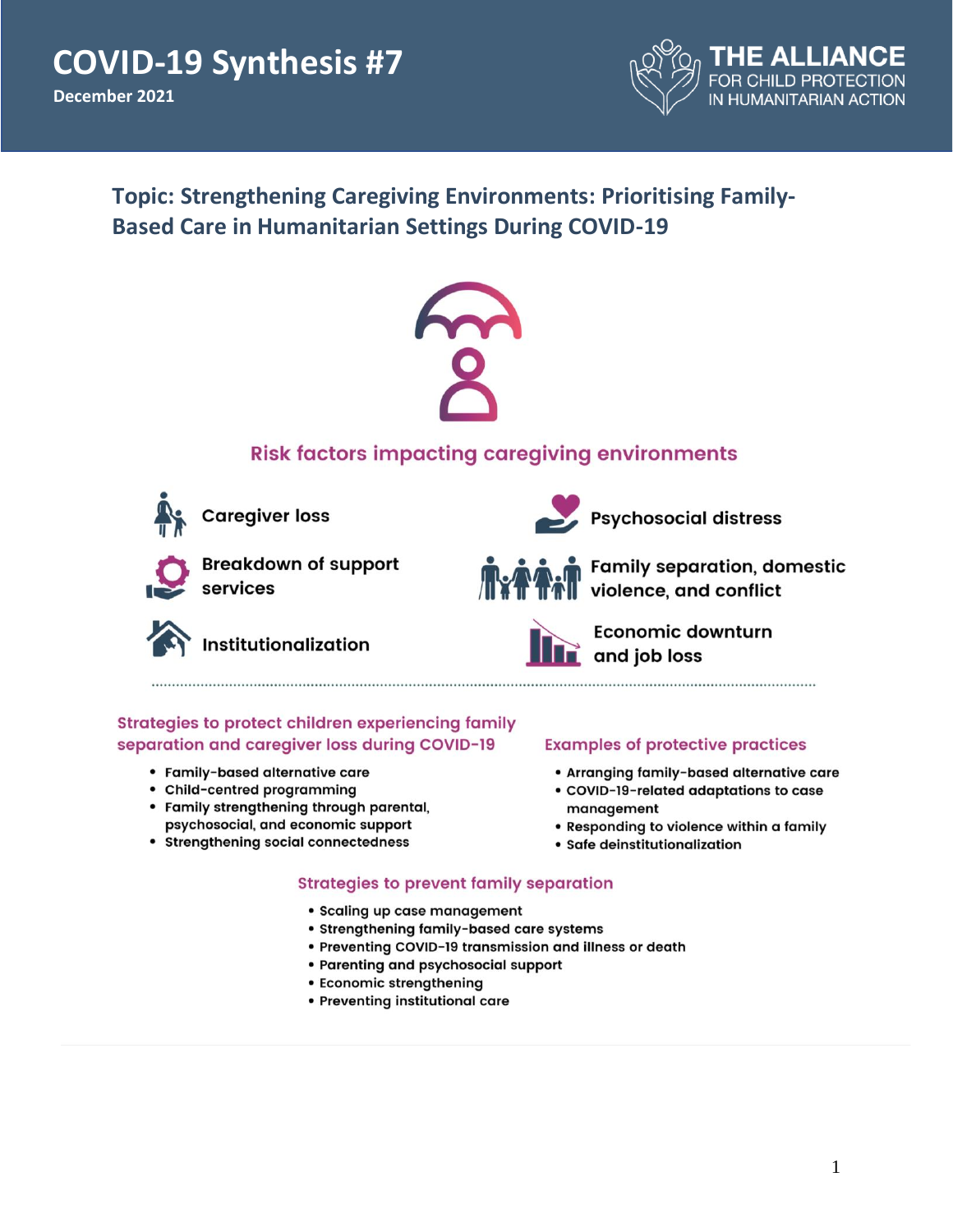# COVID-19 Synthesis #7

**December 2021**

THE ALLIANCE FOR CHILD PROTECTION IN HUMANITARIAN ACTION

## Topic: Strengthening Caregiving Environments: Prioritising Family-Based Care in Humanitarian Settings During COVID-19

### Risk factors impacting caregiving environments

- Caregiver loss
- Psychosocial distress
- Breakdown of support services
- Family separation, domestic violence, and conflict
- Institutionalization
- Economic downturn and job loss

### Strategies to protect children experiencing family separation and caregiver loss during COVID-19

- Family-based alternative care
- Child-centred programming
- Family strengthening through parental, psychosocial, and economic support
- Strengthening social connectedness

### Examples of protective practices

- Arranging family-based alternative care
- COVID-19-related adaptations to case management
- Responding to violence within a family
- Safe deinstitutionalization

### Strategies to prevent family separation

- Scaling up case management
- Strengthening family-based care systems
- Preventing COVID-19 transmission and illness or death
- Parenting and psychosocial support
- Economic strengthening
- Preventing institutional care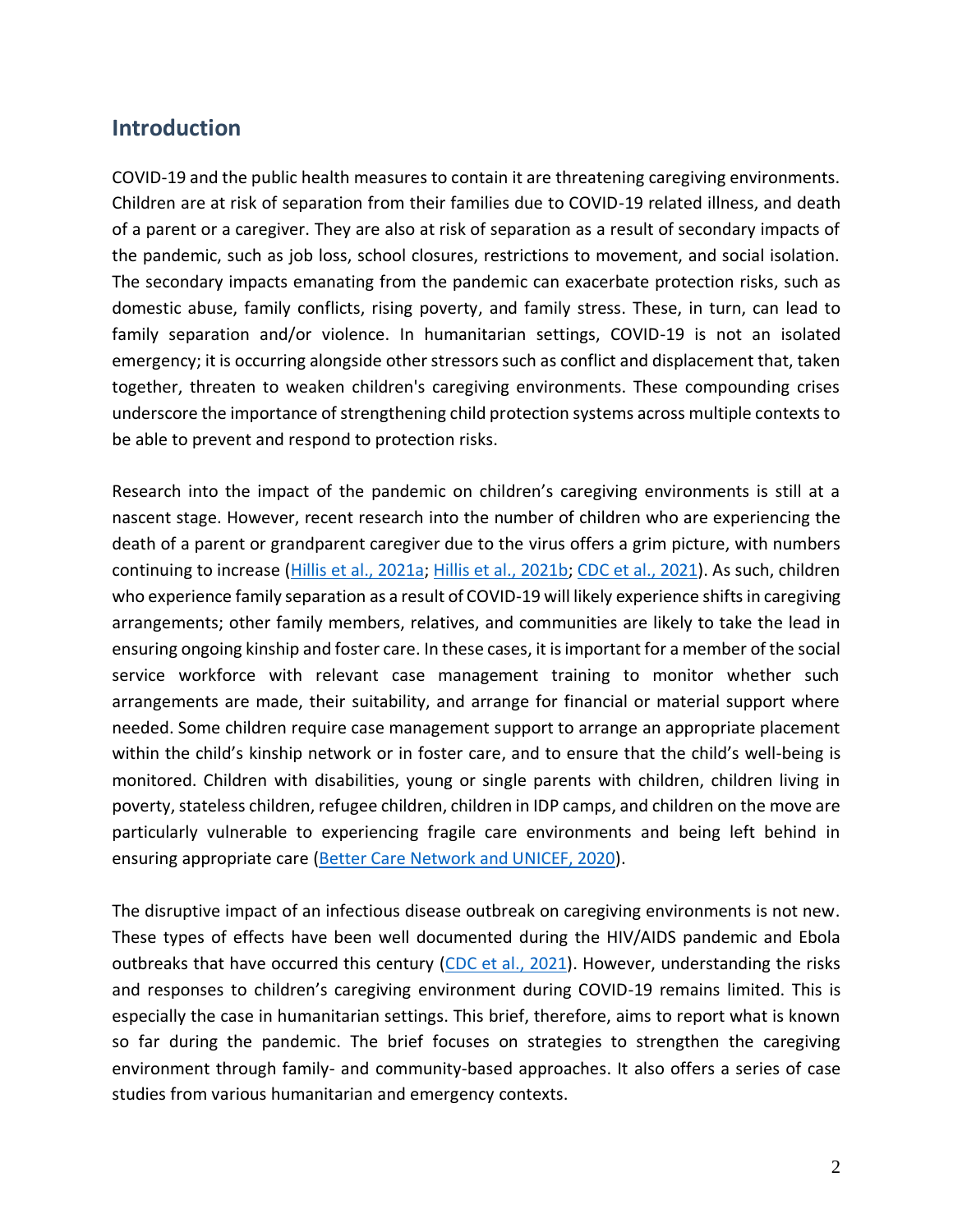## Introduction

COVID-19 and the public health measures to contain it are threatening caregiving environments. Children are at risk of separation from their families due to COVID-19 related illness, and death of a parent or a caregiver. They are also at risk of separation as a result of secondary impacts of the pandemic, such as job loss, school closures, restrictions to movement, and social isolation. The secondary impacts emanating from the pandemic can exacerbate protection risks, such as domestic abuse, family conflicts, rising poverty, and family stress. These, in turn, can lead to family separation and/or violence. In humanitarian settings, COVID-19 is not an isolated emergency; it is occurring alongside other stressors such as conflict and displacement that, taken together, threaten to weaken children's caregiving environments. These compounding crises underscore the importance of strengthening child protection systems across multiple contexts to be able to prevent and respond to protection risks.

Research into the impact of the pandemic on children's caregiving environments is still at a nascent stage. However, recent research into the number of children who are experiencing the death of a parent or grandparent caregiver due to the virus offers a grim picture, with numbers continuing to increase (Hillis et al., 2021a; Hillis et al., 2021b; CDC et al., 2021). As such, children who experience family separation as a result of COVID-19 will likely experience shifts in caregiving arrangements; other family members, relatives, and communities are likely to take the lead in ensuring ongoing kinship and foster care. In these cases, it is important for a member of the social service workforce with relevant case management training to monitor whether such arrangements are made, their suitability, and arrange for financial or material support where needed. Some children require case management support to arrange an appropriate placement within the child's kinship network or in foster care, and to ensure that the child's well-being is monitored. Children with disabilities, young or single parents with children, children living in poverty, stateless children, refugee children, children in IDP camps, and children on the move are particularly vulnerable to experiencing fragile care environments and being left behind in ensuring appropriate care (Better Care Network and UNICEF, 2020).

The disruptive impact of an infectious disease outbreak on caregiving environments is not new. These types of effects have been well documented during the HIV/AIDS pandemic and Ebola outbreaks that have occurred this century (CDC et al., 2021). However, understanding the risks and responses to children's caregiving environment during COVID-19 remains limited. This is especially the case in humanitarian settings. This brief, therefore, aims to report what is known so far during the pandemic. The brief focuses on strategies to strengthen the caregiving environment through family- and community-based approaches. It also offers a series of case studies from various humanitarian and emergency contexts.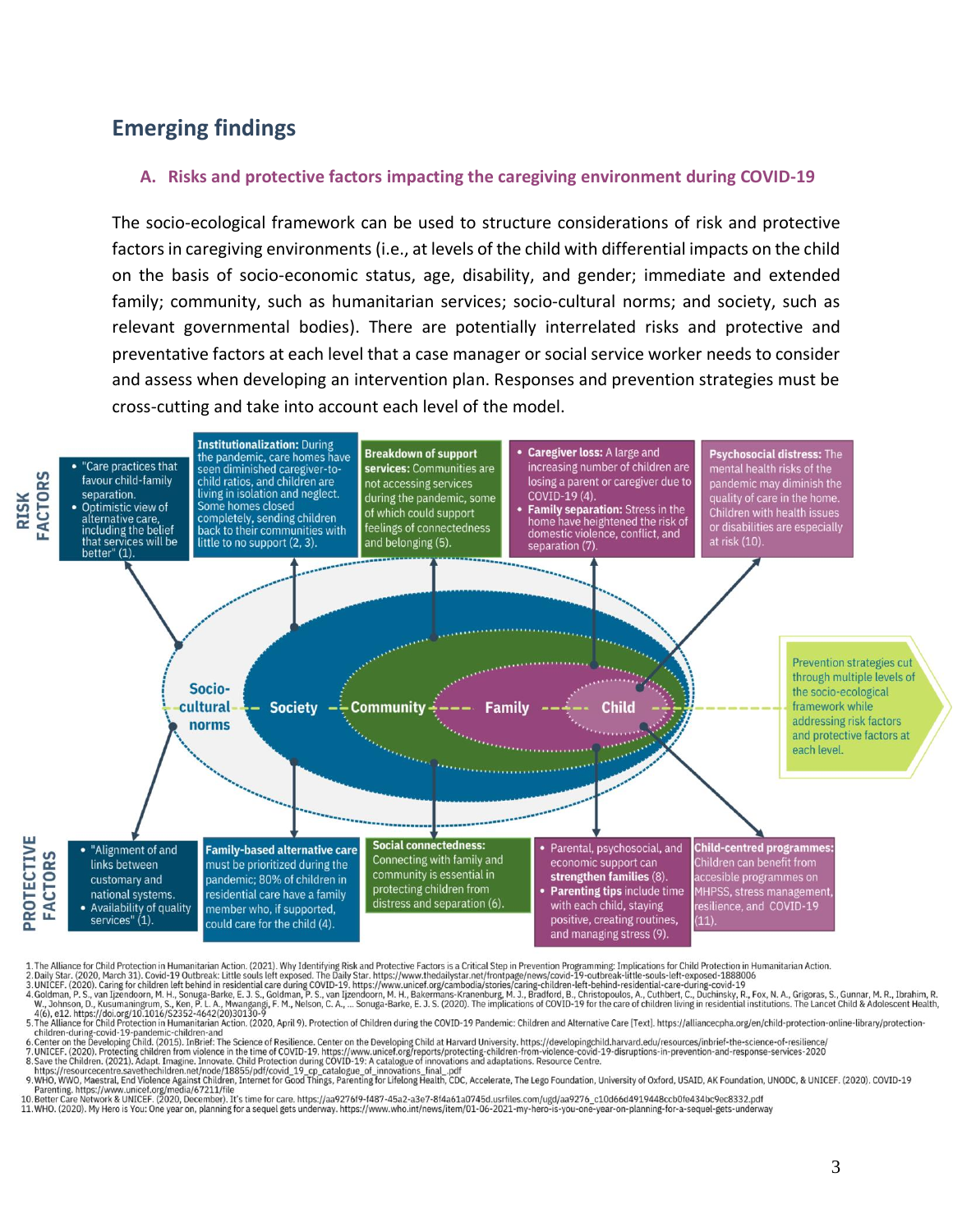## Emerging findings

### A. Risks and protective factors impacting the caregiving environment during COVID-19

The socio-ecological framework can be used to structure considerations of risk and protective factors in caregiving environments (i.e., at levels of the child with differential impacts on the child on the basis of socio-economic status, age, disability, and gender; immediate and extended family; community, such as humanitarian services; socio-cultural norms; and society, such as relevant governmental bodies). There are potentially interrelated risks and protective and preventative factors at each level that a case manager or social service worker needs to consider and assess when developing an intervention plan. Responses and prevention strategies must be cross-cutting and take into account each level of the model.

**RISK FACTORS**

- **Socio-cultural norms:**
  - "Care practices that favour child-family separation.
  - Optimistic view of alternative care, including the belief that services will be better" (1).
- **Society:** **Institutionalization:** During the pandemic, care homes have seen diminished caregiver-to-child ratios, and children are living in isolation and neglect. Some homes closed completely, sending children back to their communities with little to no support (2, 3).
- **Community:** **Breakdown of support services:** Communities are not accessing services during the pandemic, some of which could support feelings of connectedness and belonging (5).
- **Family:**
  - **Caregiver loss:** A large and increasing number of children are losing a parent or caregiver due to COVID-19 (4).
  - **Family separation:** Stress in the home have heightened the risk of domestic violence, conflict, and separation (7).
- **Child:** **Psychosocial distress:** The mental health risks of the pandemic may diminish the quality of care in the home. Children with health issues or disabilities are especially at risk (10).

Socio-cultural norms — Society — Community — Family — Child

Prevention strategies cut through multiple levels of the socio-ecological framework while addressing risk factors and protective factors at each level.

**PROTECTIVE FACTORS**

- **Socio-cultural norms:**
  - "Alignment of and links between customary and national systems.
  - Availability of quality services" (1).
- **Society:** **Family-based alternative care** must be prioritized during the pandemic; 80% of children in residential care have a family member who, if supported, could care for the child (4).
- **Community:** **Social connectedness:** Connecting with family and community is essential in protecting children from distress and separation (6).
- **Family:**
  - Parental, psychosocial, and economic support can **strengthen families** (8).
  - **Parenting tips** include time with each child, staying positive, creating routines, and managing stress (9).
- **Child:** **Child-centred programmes:** Children can benefit from accesible programmes on MHPSS, stress management, resilience, and COVID-19 (11).

1. The Alliance for Child Protection in Humanitarian Action. (2021). Why Identifying Risk and Protective Factors is a Critical Step in Prevention Programming: Implications for Child Protection in Humanitarian Action.
2. Daily Star. (2020, March 31). Covid-19 Outbreak: Little souls left exposed. The Daily Star. https://www.thedailystar.net/frontpage/news/covid-19-outbreak-little-souls-left-exposed-1888006
3. UNICEF. (2020). Caring for children left behind in residential care during COVID-19. https://www.unicef.org/cambodia/stories/caring-children-left-behind-residential-care-during-covid-19
4. Goldman, P. S., van Ijzendoorn, M. H., Sonuga-Barke, E. J. S., Goldman, P. S., van Ijzendoorn, M. H., Bakermans-Kranenburg, M. J., Bradford, B., Christopoulos, A., Cuthbert, C., Duchinsky, R., Fox, N. A., Grigoras, S., Gunnar, M. R., Ibrahim, R. W., Johnson, D., Kusumaningrum, S., Ken, P. L. A., Mwangangi, F. M., Nelson, C. A., ... Sonuga-Barke, E. J. S. (2020). The implications of COVID-19 for the care of children living in residential institutions. The Lancet Child & Adolescent Health, 4(6), e12. https://doi.org/10.1016/S2352-4642(20)30130-9
5. The Alliance for Child Protection in Humanitarian Action. (2020, April 9). Protection of Children during the COVID-19 Pandemic: Children and Alternative Care [Text]. https://alliancecpha.org/en/child-protection-online-library/protection-children-during-covid-19-pandemic-children-and
6. Center on the Developing Child. (2015). InBrief: The Science of Resilience. Center on the Developing Child at Harvard University. https://developingchild.harvard.edu/resources/inbrief-the-science-of-resilience/
7. UNICEF. (2020). Protecting children from violence in the time of COVID-19. https://www.unicef.org/reports/protecting-children-from-violence-covid-19-disruptions-in-prevention-and-response-services-2020
8. Save the Children. (2021). Adapt. Imagine. Innovate. Child Protection during COVID-19: A catalogue of innovations and adaptations. Resource Centre. https://resourcecentre.savethechildren.net/node/18855/pdf/covid_19_cp_catalogue_of_innovations_final_.pdf
9. WHO, WWO, Maestral, End Violence Against Children, Internet for Good Things, Parenting for Lifelong Health, CDC, Accelerate, The Lego Foundation, University of Oxford, USAID, AK Foundation, UNODC, & UNICEF. (2020). COVID-19 Parenting. https://www.unicef.org/media/67211/file
10. Better Care Network & UNICEF. (2020, December). It's time for care. https://aa9276f9-f487-45a2-a3e7-8f4a61a0745d.usrfiles.com/ugd/aa9276_c10d66d4919448ccb0fe434bc9ec8332.pdf
11. WHO. (2020). My Hero is You: One year on, planning for a sequel gets underway. https://www.who.int/news/item/01-06-2021-my-hero-is-you-one-year-on-planning-for-a-sequel-gets-underway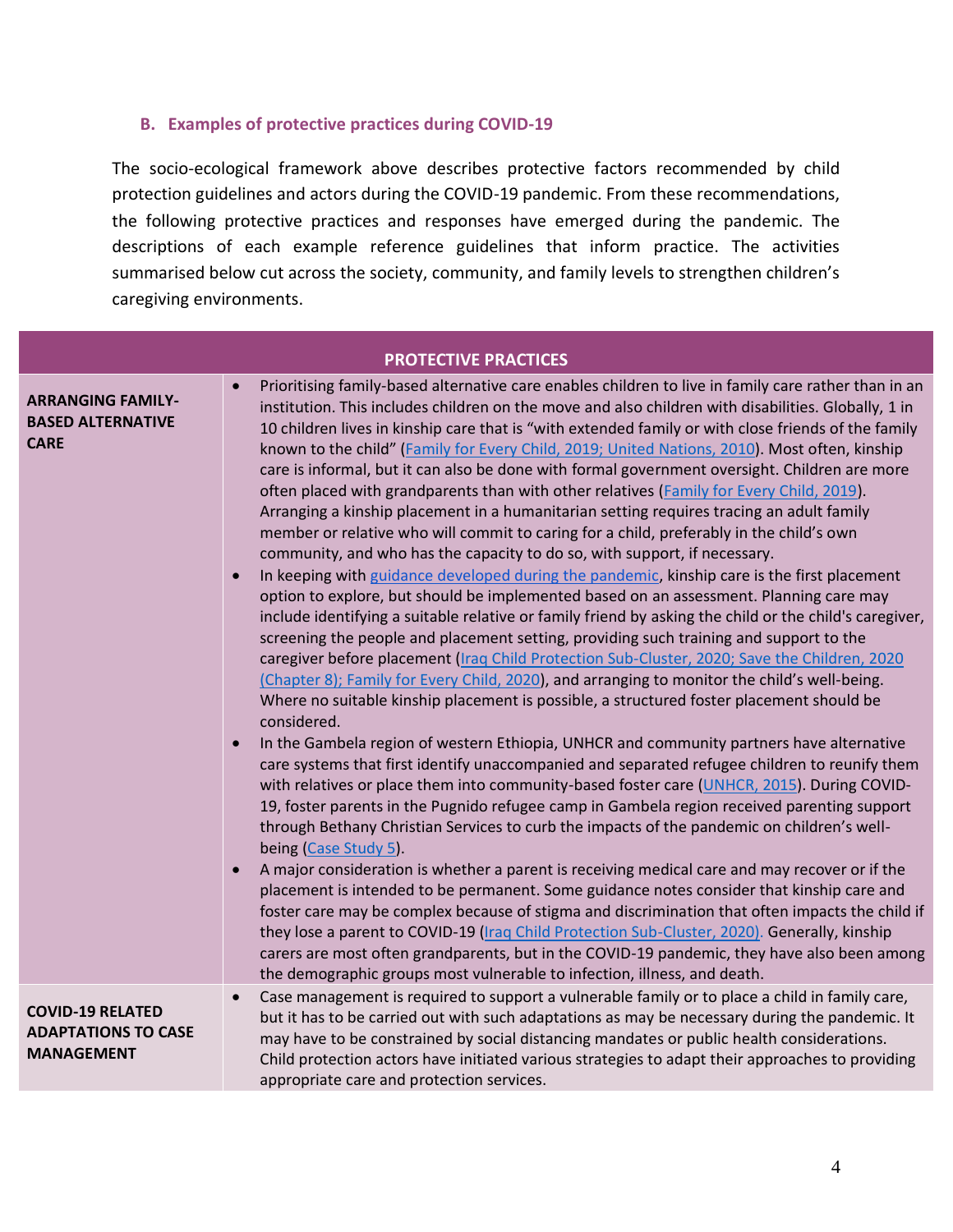### B. Examples of protective practices during COVID-19

The socio-ecological framework above describes protective factors recommended by child protection guidelines and actors during the COVID-19 pandemic. From these recommendations, the following protective practices and responses have emerged during the pandemic. The descriptions of each example reference guidelines that inform practice. The activities summarised below cut across the society, community, and family levels to strengthen children's caregiving environments.

| PROTECTIVE PRACTICES | |
|---|---|
| **ARRANGING FAMILY-BASED ALTERNATIVE CARE** | • Prioritising family-based alternative care enables children to live in family care rather than in an institution. This includes children on the move and also children with disabilities. Globally, 1 in 10 children lives in kinship care that is "with extended family or with close friends of the family known to the child" (Family for Every Child, 2019; United Nations, 2010). Most often, kinship care is informal, but it can also be done with formal government oversight. Children are more often placed with grandparents than with other relatives (Family for Every Child, 2019). Arranging a kinship placement in a humanitarian setting requires tracing an adult family member or relative who will commit to caring for a child, preferably in the child's own community, and who has the capacity to do so, with support, if necessary.<br>• In keeping with guidance developed during the pandemic, kinship care is the first placement option to explore, but should be implemented based on an assessment. Planning care may include identifying a suitable relative or family friend by asking the child or the child's caregiver, screening the people and placement setting, providing such training and support to the caregiver before placement (Iraq Child Protection Sub-Cluster, 2020; Save the Children, 2020 (Chapter 8); Family for Every Child, 2020), and arranging to monitor the child's well-being. Where no suitable kinship placement is possible, a structured foster placement should be considered.<br>• In the Gambela region of western Ethiopia, UNHCR and community partners have alternative care systems that first identify unaccompanied and separated refugee children to reunify them with relatives or place them into community-based foster care (UNHCR, 2015). During COVID-19, foster parents in the Pugnido refugee camp in Gambela region received parenting support through Bethany Christian Services to curb the impacts of the pandemic on children's well-being (Case Study 5).<br>• A major consideration is whether a parent is receiving medical care and may recover or if the placement is intended to be permanent. Some guidance notes consider that kinship care and foster care may be complex because of stigma and discrimination that often impacts the child if they lose a parent to COVID-19 (Iraq Child Protection Sub-Cluster, 2020). Generally, kinship carers are most often grandparents, but in the COVID-19 pandemic, they have also been among the demographic groups most vulnerable to infection, illness, and death. |
| **COVID-19 RELATED ADAPTATIONS TO CASE MANAGEMENT** | • Case management is required to support a vulnerable family or to place a child in family care, but it has to be carried out with such adaptations as may be necessary during the pandemic. It may have to be constrained by social distancing mandates or public health considerations. Child protection actors have initiated various strategies to adapt their approaches to providing appropriate care and protection services. |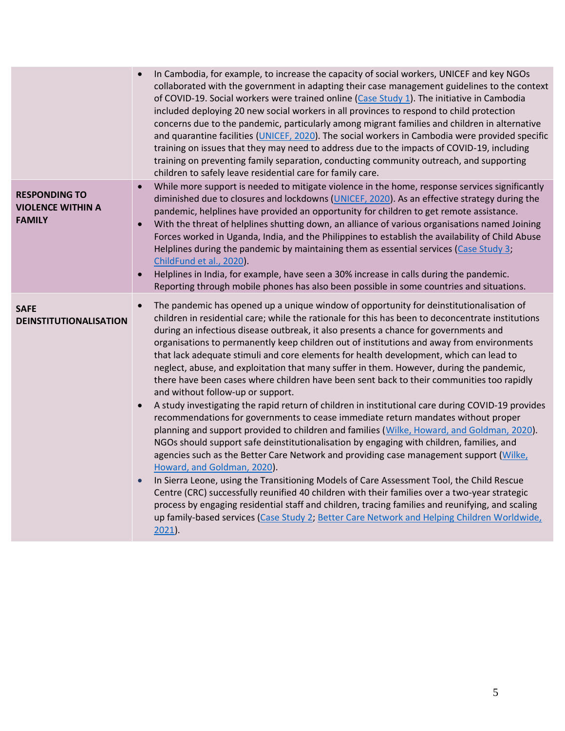| | |
|---|---|
| | • In Cambodia, for example, to increase the capacity of social workers, UNICEF and key NGOs collaborated with the government in adapting their case management guidelines to the context of COVID-19. Social workers were trained online (Case Study 1). The initiative in Cambodia included deploying 20 new social workers in all provinces to respond to child protection concerns due to the pandemic, particularly among migrant families and children in alternative and quarantine facilities (UNICEF, 2020). The social workers in Cambodia were provided specific training on issues that they may need to address due to the impacts of COVID-19, including training on preventing family separation, conducting community outreach, and supporting children to safely leave residential care for family care. |
| **RESPONDING TO VIOLENCE WITHIN A FAMILY** | • While more support is needed to mitigate violence in the home, response services significantly diminished due to closures and lockdowns (UNICEF, 2020). As an effective strategy during the pandemic, helplines have provided an opportunity for children to get remote assistance.<br>• With the threat of helplines shutting down, an alliance of various organisations named Joining Forces worked in Uganda, India, and the Philippines to establish the availability of Child Abuse Helplines during the pandemic by maintaining them as essential services (Case Study 3; ChildFund et al., 2020).<br>• Helplines in India, for example, have seen a 30% increase in calls during the pandemic. Reporting through mobile phones has also been possible in some countries and situations. |
| **SAFE DEINSTITUTIONALISATION** | • The pandemic has opened up a unique window of opportunity for deinstitutionalisation of children in residential care; while the rationale for this has been to deconcentrate institutions during an infectious disease outbreak, it also presents a chance for governments and organisations to permanently keep children out of institutions and away from environments that lack adequate stimuli and core elements for health development, which can lead to neglect, abuse, and exploitation that many suffer in them. However, during the pandemic, there have been cases where children have been sent back to their communities too rapidly and without follow-up or support.<br>• A study investigating the rapid return of children in institutional care during COVID-19 provides recommendations for governments to cease immediate return mandates without proper planning and support provided to children and families (Wilke, Howard, and Goldman, 2020). NGOs should support safe deinstitutionalisation by engaging with children, families, and agencies such as the Better Care Network and providing case management support (Wilke, Howard, and Goldman, 2020).<br>• In Sierra Leone, using the Transitioning Models of Care Assessment Tool, the Child Rescue Centre (CRC) successfully reunified 40 children with their families over a two-year strategic process by engaging residential staff and children, tracing families and reunifying, and scaling up family-based services (Case Study 2; Better Care Network and Helping Children Worldwide, 2021). |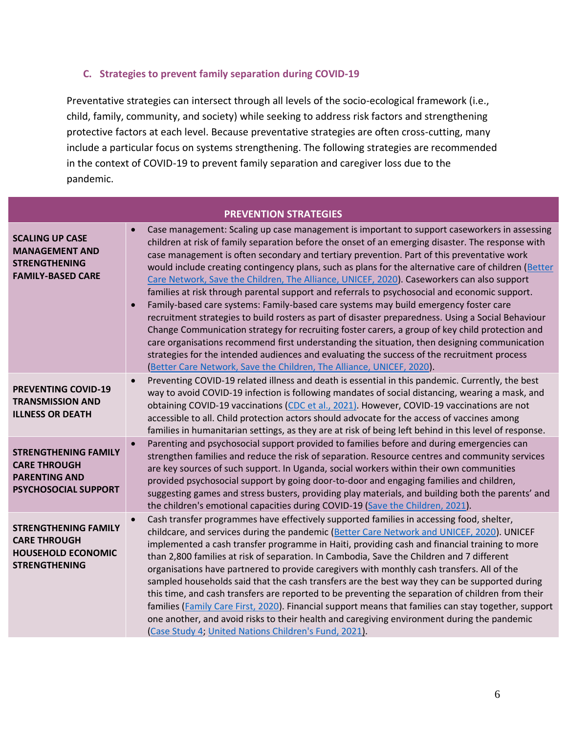### C. Strategies to prevent family separation during COVID-19

Preventative strategies can intersect through all levels of the socio-ecological framework (i.e., child, family, community, and society) while seeking to address risk factors and strengthening protective factors at each level. Because preventative strategies are often cross-cutting, many include a particular focus on systems strengthening. The following strategies are recommended in the context of COVID-19 to prevent family separation and caregiver loss due to the pandemic.

| PREVENTION STRATEGIES | |
|---|---|
| **SCALING UP CASE MANAGEMENT AND STRENGTHENING FAMILY-BASED CARE** | • Case management: Scaling up case management is important to support caseworkers in assessing children at risk of family separation before the onset of an emerging disaster. The response with case management is often secondary and tertiary prevention. Part of this preventative work would include creating contingency plans, such as plans for the alternative care of children (Better Care Network, Save the Children, The Alliance, UNICEF, 2020). Caseworkers can also support families at risk through parental support and referrals to psychosocial and economic support. <br> • Family-based care systems: Family-based care systems may build emergency foster care recruitment strategies to build rosters as part of disaster preparedness. Using a Social Behaviour Change Communication strategy for recruiting foster carers, a group of key child protection and care organisations recommend first understanding the situation, then designing communication strategies for the intended audiences and evaluating the success of the recruitment process (Better Care Network, Save the Children, The Alliance, UNICEF, 2020). |
| **PREVENTING COVID-19 TRANSMISSION AND ILLNESS OR DEATH** | • Preventing COVID-19 related illness and death is essential in this pandemic. Currently, the best way to avoid COVID-19 infection is following mandates of social distancing, wearing a mask, and obtaining COVID-19 vaccinations (CDC et al., 2021). However, COVID-19 vaccinations are not accessible to all. Child protection actors should advocate for the access of vaccines among families in humanitarian settings, as they are at risk of being left behind in this level of response. |
| **STRENGTHENING FAMILY CARE THROUGH PARENTING AND PSYCHOSOCIAL SUPPORT** | • Parenting and psychosocial support provided to families before and during emergencies can strengthen families and reduce the risk of separation. Resource centres and community services are key sources of such support. In Uganda, social workers within their own communities provided psychosocial support by going door-to-door and engaging families and children, suggesting games and stress busters, providing play materials, and building both the parents' and the children's emotional capacities during COVID-19 (Save the Children, 2021). |
| **STRENGTHENING FAMILY CARE THROUGH HOUSEHOLD ECONOMIC STRENGTHENING** | • Cash transfer programmes have effectively supported families in accessing food, shelter, childcare, and services during the pandemic (Better Care Network and UNICEF, 2020). UNICEF implemented a cash transfer programme in Haiti, providing cash and financial training to more than 2,800 families at risk of separation. In Cambodia, Save the Children and 7 different organisations have partnered to provide caregivers with monthly cash transfers. All of the sampled households said that the cash transfers are the best way they can be supported during this time, and cash transfers are reported to be preventing the separation of children from their families (Family Care First, 2020). Financial support means that families can stay together, support one another, and avoid risks to their health and caregiving environment during the pandemic (Case Study 4; United Nations Children's Fund, 2021). |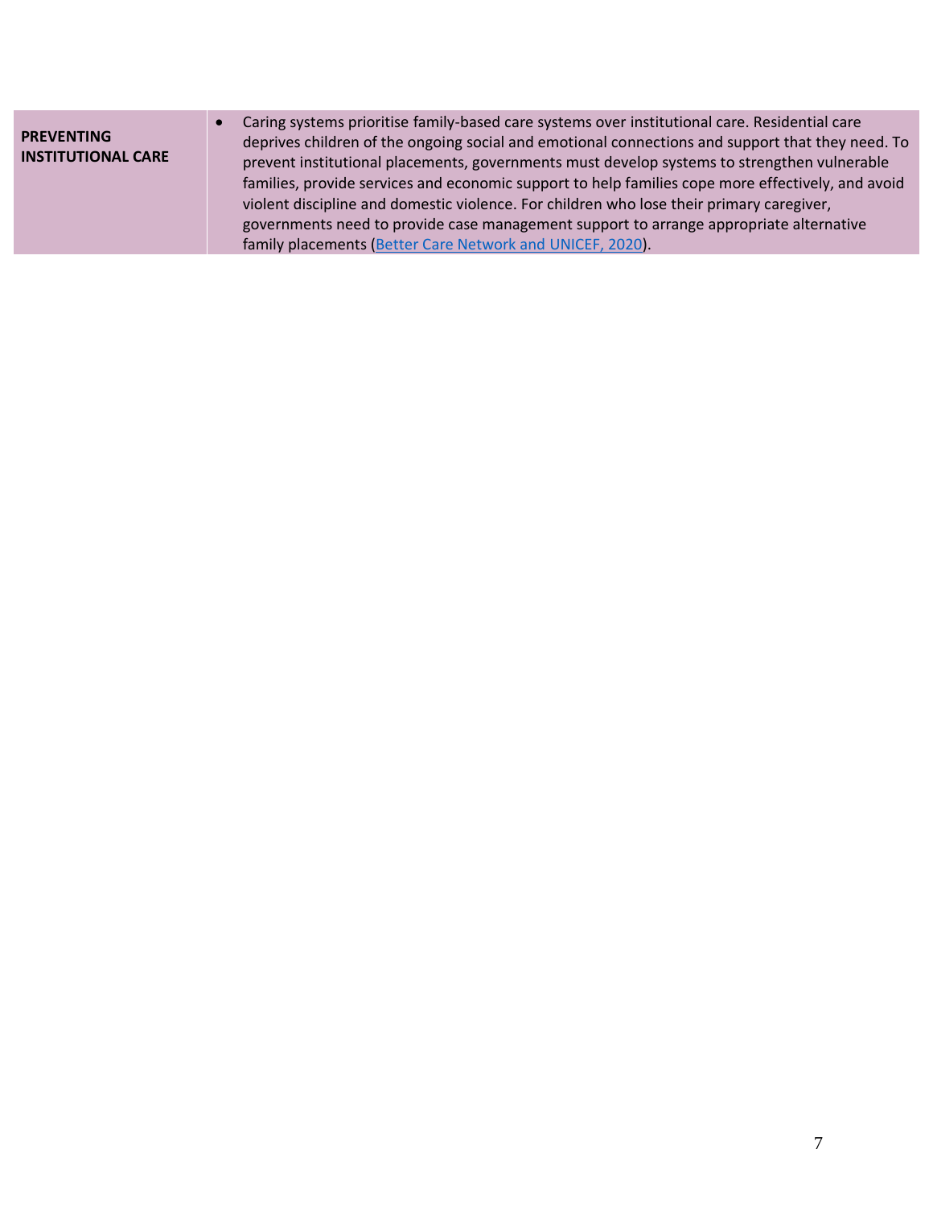| | |
|---|---|
| **PREVENTING INSTITUTIONAL CARE** | • Caring systems prioritise family-based care systems over institutional care. Residential care deprives children of the ongoing social and emotional connections and support that they need. To prevent institutional placements, governments must develop systems to strengthen vulnerable families, provide services and economic support to help families cope more effectively, and avoid violent discipline and domestic violence. For children who lose their primary caregiver, governments need to provide case management support to arrange appropriate alternative family placements (Better Care Network and UNICEF, 2020). |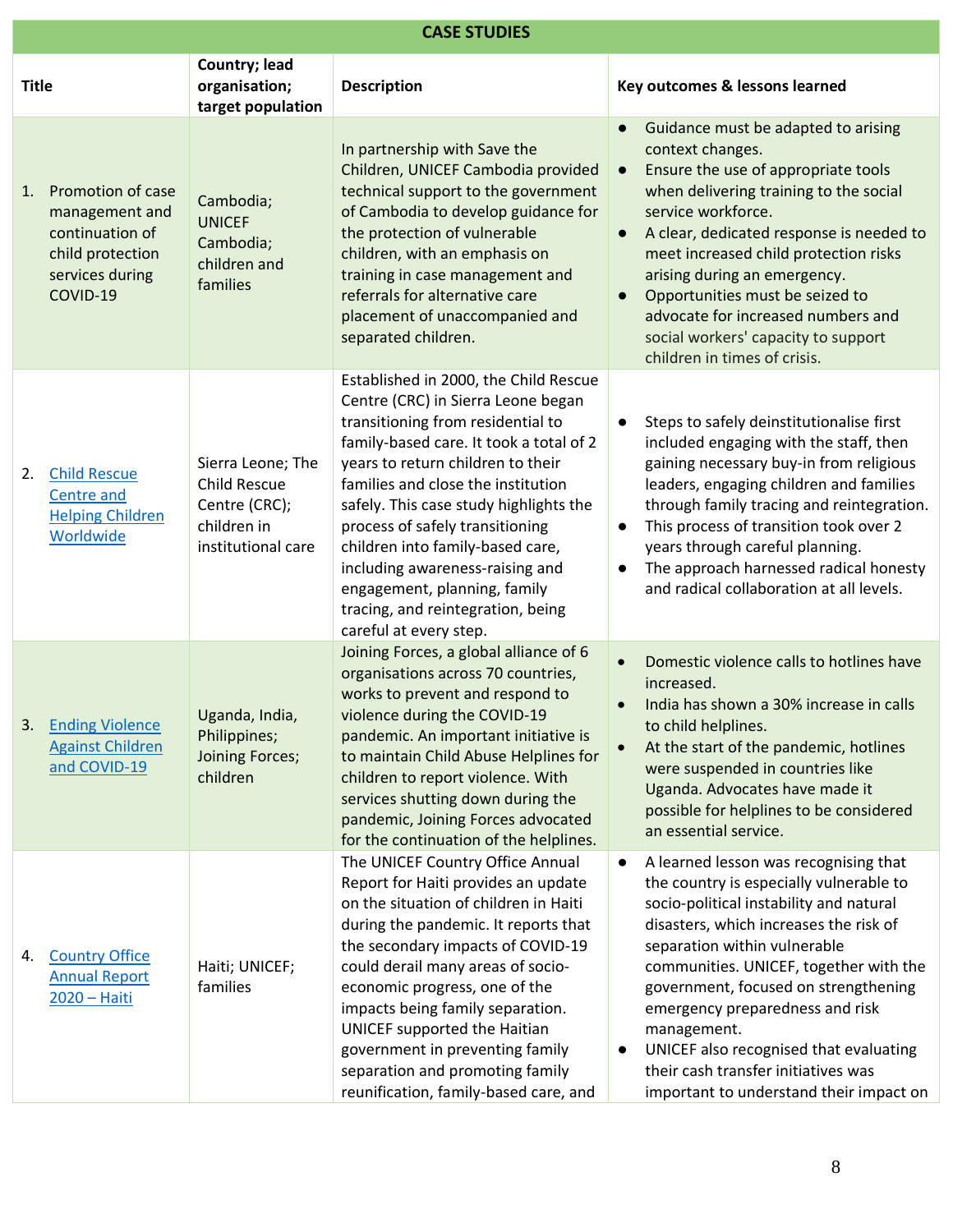| CASE STUDIES | | | |
|---|---|---|---|
| **Title** | **Country; lead organisation; target population** | **Description** | **Key outcomes & lessons learned** |
| 1. Promotion of case management and continuation of child protection services during COVID-19 | Cambodia; UNICEF Cambodia; children and families | In partnership with Save the Children, UNICEF Cambodia provided technical support to the government of Cambodia to develop guidance for the protection of vulnerable children, with an emphasis on training in case management and referrals for alternative care placement of unaccompanied and separated children. | ● Guidance must be adapted to arising context changes. ● Ensure the use of appropriate tools when delivering training to the social service workforce. ● A clear, dedicated response is needed to meet increased child protection risks arising during an emergency. ● Opportunities must be seized to advocate for increased numbers and social workers' capacity to support children in times of crisis. |
| 2. Child Rescue Centre and Helping Children Worldwide | Sierra Leone; The Child Rescue Centre (CRC); children in institutional care | Established in 2000, the Child Rescue Centre (CRC) in Sierra Leone began transitioning from residential to family-based care. It took a total of 2 years to return children to their families and close the institution safely. This case study highlights the process of safely transitioning children into family-based care, including awareness-raising and engagement, planning, family tracing, and reintegration, being careful at every step. | ● Steps to safely deinstitutionalise first included engaging with the staff, then gaining necessary buy-in from religious leaders, engaging children and families through family tracing and reintegration. ● This process of transition took over 2 years through careful planning. ● The approach harnessed radical honesty and radical collaboration at all levels. |
| 3. Ending Violence Against Children and COVID-19 | Uganda, India, Philippines; Joining Forces; children | Joining Forces, a global alliance of 6 organisations across 70 countries, works to prevent and respond to violence during the COVID-19 pandemic. An important initiative is to maintain Child Abuse Helplines for children to report violence. With services shutting down during the pandemic, Joining Forces advocated for the continuation of the helplines. | ● Domestic violence calls to hotlines have increased. ● India has shown a 30% increase in calls to child helplines. ● At the start of the pandemic, hotlines were suspended in countries like Uganda. Advocates have made it possible for helplines to be considered an essential service. |
| 4. Country Office Annual Report 2020 – Haiti | Haiti; UNICEF; families | The UNICEF Country Office Annual Report for Haiti provides an update on the situation of children in Haiti during the pandemic. It reports that the secondary impacts of COVID-19 could derail many areas of socio-economic progress, one of the impacts being family separation. UNICEF supported the Haitian government in preventing family separation and promoting family reunification, family-based care, and | ● A learned lesson was recognising that the country is especially vulnerable to socio-political instability and natural disasters, which increases the risk of separation within vulnerable communities. UNICEF, together with the government, focused on strengthening emergency preparedness and risk management. ● UNICEF also recognised that evaluating their cash transfer initiatives was important to understand their impact on |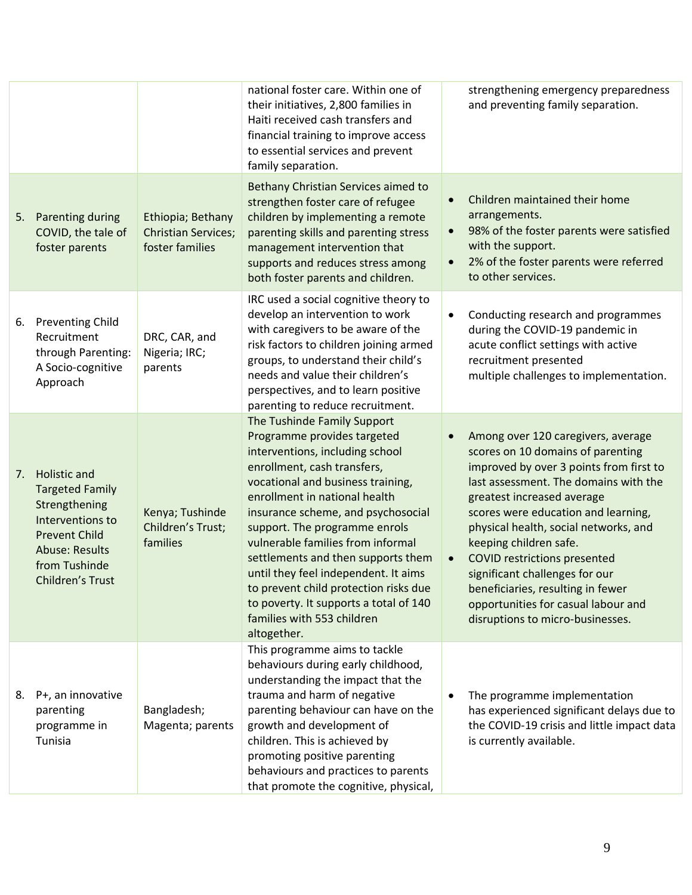| | | | |
|---|---|---|---|
| | | national foster care. Within one of their initiatives, 2,800 families in Haiti received cash transfers and financial training to improve access to essential services and prevent family separation. | strengthening emergency preparedness and preventing family separation. |
| 5. Parenting during COVID, the tale of foster parents | Ethiopia; Bethany Christian Services; foster families | Bethany Christian Services aimed to strengthen foster care of refugee children by implementing a remote parenting skills and parenting stress management intervention that supports and reduces stress among both foster parents and children. | • Children maintained their home arrangements.<br>• 98% of the foster parents were satisfied with the support.<br>• 2% of the foster parents were referred to other services. |
| 6. Preventing Child Recruitment through Parenting: A Socio-cognitive Approach | DRC, CAR, and Nigeria; IRC; parents | IRC used a social cognitive theory to develop an intervention to work with caregivers to be aware of the risk factors to children joining armed groups, to understand their child's needs and value their children's perspectives, and to learn positive parenting to reduce recruitment. | • Conducting research and programmes during the COVID-19 pandemic in acute conflict settings with active recruitment presented multiple challenges to implementation. |
| 7. Holistic and Targeted Family Strengthening Interventions to Prevent Child Abuse: Results from Tushinde Children's Trust | Kenya; Tushinde Children's Trust; families | The Tushinde Family Support Programme provides targeted interventions, including school enrollment, cash transfers, vocational and business training, enrollment in national health insurance scheme, and psychosocial support. The programme enrols vulnerable families from informal settlements and then supports them until they feel independent. It aims to prevent child protection risks due to poverty. It supports a total of 140 families with 553 children altogether. | • Among over 120 caregivers, average scores on 10 domains of parenting improved by over 3 points from first to last assessment. The domains with the greatest increased average scores were education and learning, physical health, social networks, and keeping children safe.<br>• COVID restrictions presented significant challenges for our beneficiaries, resulting in fewer opportunities for casual labour and disruptions to micro-businesses. |
| 8. P+, an innovative parenting programme in Tunisia | Bangladesh; Magenta; parents | This programme aims to tackle behaviours during early childhood, understanding the impact that the trauma and harm of negative parenting behaviour can have on the growth and development of children. This is achieved by promoting positive parenting behaviours and practices to parents that promote the cognitive, physical, | • The programme implementation has experienced significant delays due to the COVID-19 crisis and little impact data is currently available. |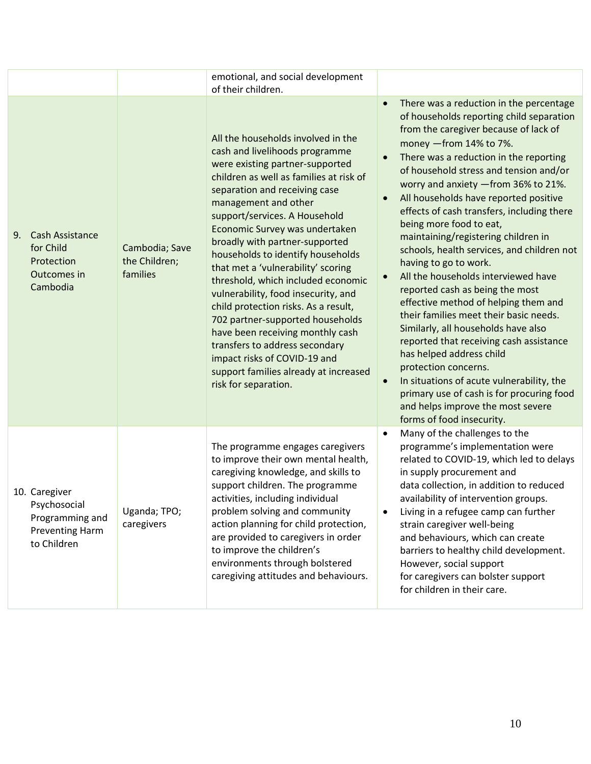| | | | |
|---|---|---|---|
| | | emotional, and social development of their children. | |
| 9. Cash Assistance for Child Protection Outcomes in Cambodia | Cambodia; Save the Children; families | All the households involved in the cash and livelihoods programme were existing partner-supported children as well as families at risk of separation and receiving case management and other support/services. A Household Economic Survey was undertaken broadly with partner-supported households to identify households that met a 'vulnerability' scoring threshold, which included economic vulnerability, food insecurity, and child protection risks. As a result, 702 partner-supported households have been receiving monthly cash transfers to address secondary impact risks of COVID-19 and support families already at increased risk for separation. | • There was a reduction in the percentage of households reporting child separation from the caregiver because of lack of money —from 14% to 7%.<br>• There was a reduction in the reporting of household stress and tension and/or worry and anxiety —from 36% to 21%.<br>• All households have reported positive effects of cash transfers, including there being more food to eat, maintaining/registering children in schools, health services, and children not having to go to work.<br>• All the households interviewed have reported cash as being the most effective method of helping them and their families meet their basic needs. Similarly, all households have also reported that receiving cash assistance has helped address child protection concerns.<br>• In situations of acute vulnerability, the primary use of cash is for procuring food and helps improve the most severe forms of food insecurity. |
| 10. Caregiver Psychosocial Programming and Preventing Harm to Children | Uganda; TPO; caregivers | The programme engages caregivers to improve their own mental health, caregiving knowledge, and skills to support children. The programme activities, including individual problem solving and community action planning for child protection, are provided to caregivers in order to improve the children's environments through bolstered caregiving attitudes and behaviours. | • Many of the challenges to the programme's implementation were related to COVID-19, which led to delays in supply procurement and data collection, in addition to reduced availability of intervention groups.<br>• Living in a refugee camp can further strain caregiver well-being and behaviours, which can create barriers to healthy child development. However, social support for caregivers can bolster support for children in their care. |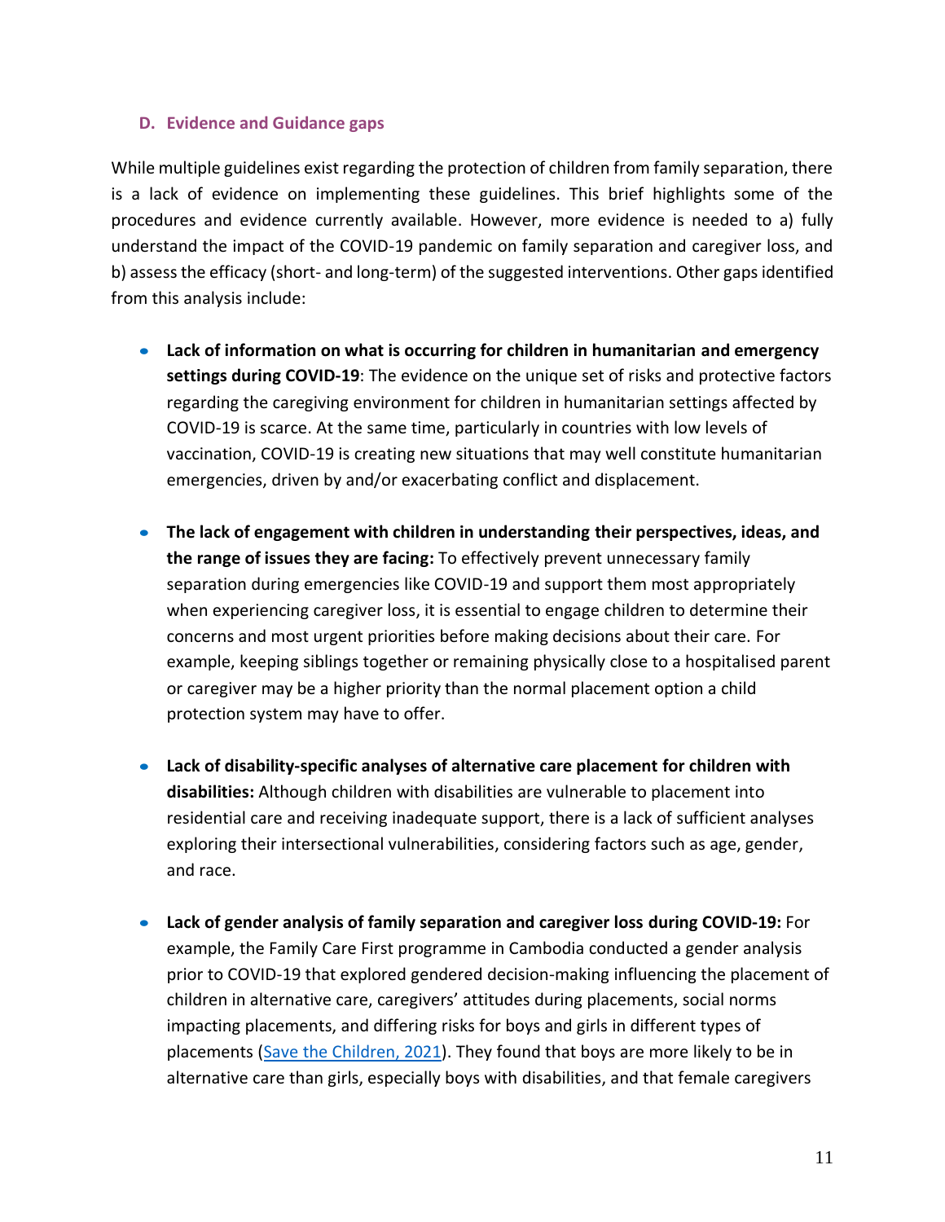### D. Evidence and Guidance gaps

While multiple guidelines exist regarding the protection of children from family separation, there is a lack of evidence on implementing these guidelines. This brief highlights some of the procedures and evidence currently available. However, more evidence is needed to a) fully understand the impact of the COVID-19 pandemic on family separation and caregiver loss, and b) assess the efficacy (short- and long-term) of the suggested interventions. Other gaps identified from this analysis include:

- **Lack of information on what is occurring for children in humanitarian and emergency settings during COVID-19**: The evidence on the unique set of risks and protective factors regarding the caregiving environment for children in humanitarian settings affected by COVID-19 is scarce. At the same time, particularly in countries with low levels of vaccination, COVID-19 is creating new situations that may well constitute humanitarian emergencies, driven by and/or exacerbating conflict and displacement.

- **The lack of engagement with children in understanding their perspectives, ideas, and the range of issues they are facing:** To effectively prevent unnecessary family separation during emergencies like COVID-19 and support them most appropriately when experiencing caregiver loss, it is essential to engage children to determine their concerns and most urgent priorities before making decisions about their care. For example, keeping siblings together or remaining physically close to a hospitalised parent or caregiver may be a higher priority than the normal placement option a child protection system may have to offer.

- **Lack of disability-specific analyses of alternative care placement for children with disabilities:** Although children with disabilities are vulnerable to placement into residential care and receiving inadequate support, there is a lack of sufficient analyses exploring their intersectional vulnerabilities, considering factors such as age, gender, and race.

- **Lack of gender analysis of family separation and caregiver loss during COVID-19:** For example, the Family Care First programme in Cambodia conducted a gender analysis prior to COVID-19 that explored gendered decision-making influencing the placement of children in alternative care, caregivers' attitudes during placements, social norms impacting placements, and differing risks for boys and girls in different types of placements ([Save the Children, 2021]()). They found that boys are more likely to be in alternative care than girls, especially boys with disabilities, and that female caregivers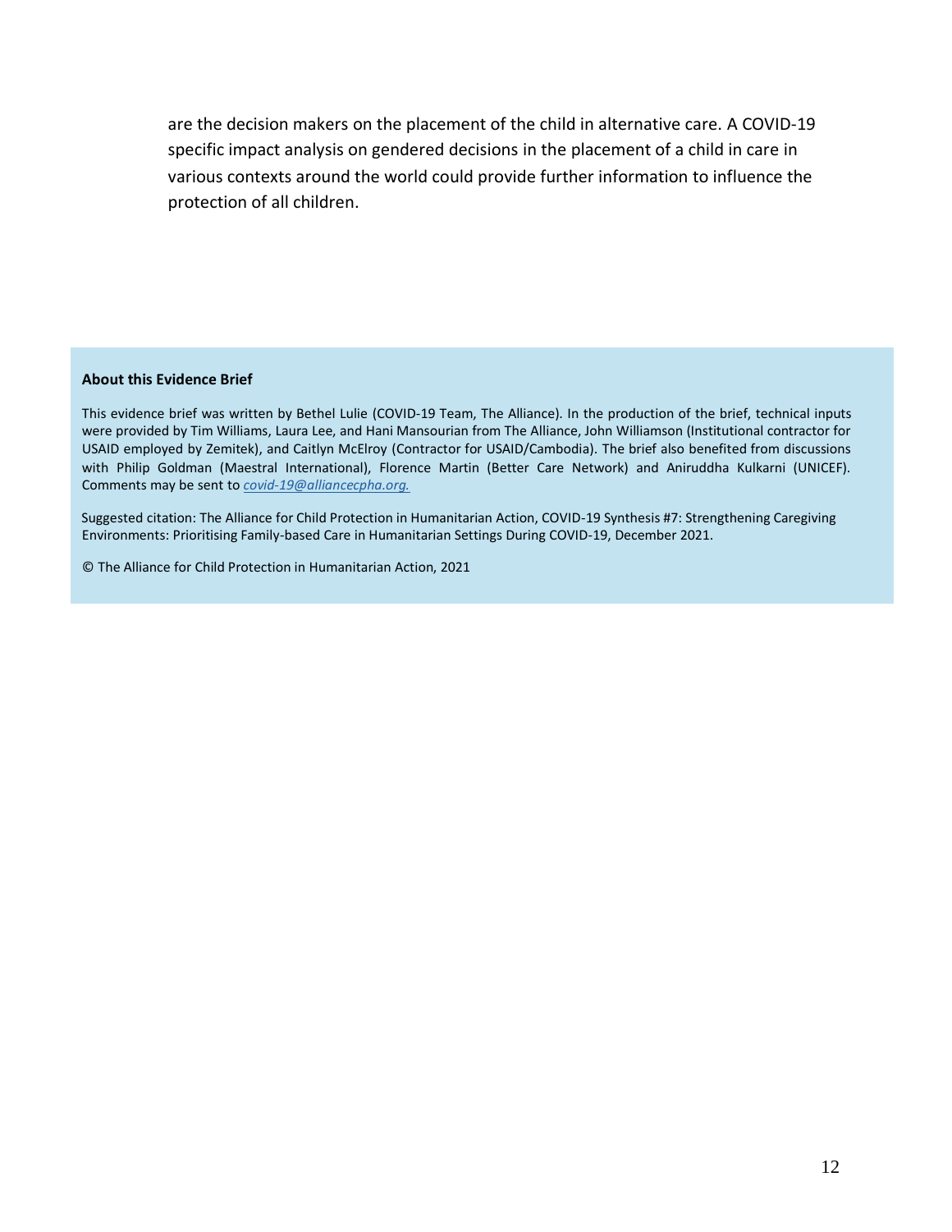are the decision makers on the placement of the child in alternative care. A COVID-19 specific impact analysis on gendered decisions in the placement of a child in care in various contexts around the world could provide further information to influence the protection of all children.

**About this Evidence Brief**

This evidence brief was written by Bethel Lulie (COVID-19 Team, The Alliance). In the production of the brief, technical inputs were provided by Tim Williams, Laura Lee, and Hani Mansourian from The Alliance, John Williamson (Institutional contractor for USAID employed by Zemitek), and Caitlyn McElroy (Contractor for USAID/Cambodia). The brief also benefited from discussions with Philip Goldman (Maestral International), Florence Martin (Better Care Network) and Aniruddha Kulkarni (UNICEF). Comments may be sent to *covid-19@alliancecpha.org.*

Suggested citation: The Alliance for Child Protection in Humanitarian Action, COVID-19 Synthesis #7: Strengthening Caregiving Environments: Prioritising Family-based Care in Humanitarian Settings During COVID-19, December 2021.

© The Alliance for Child Protection in Humanitarian Action, 2021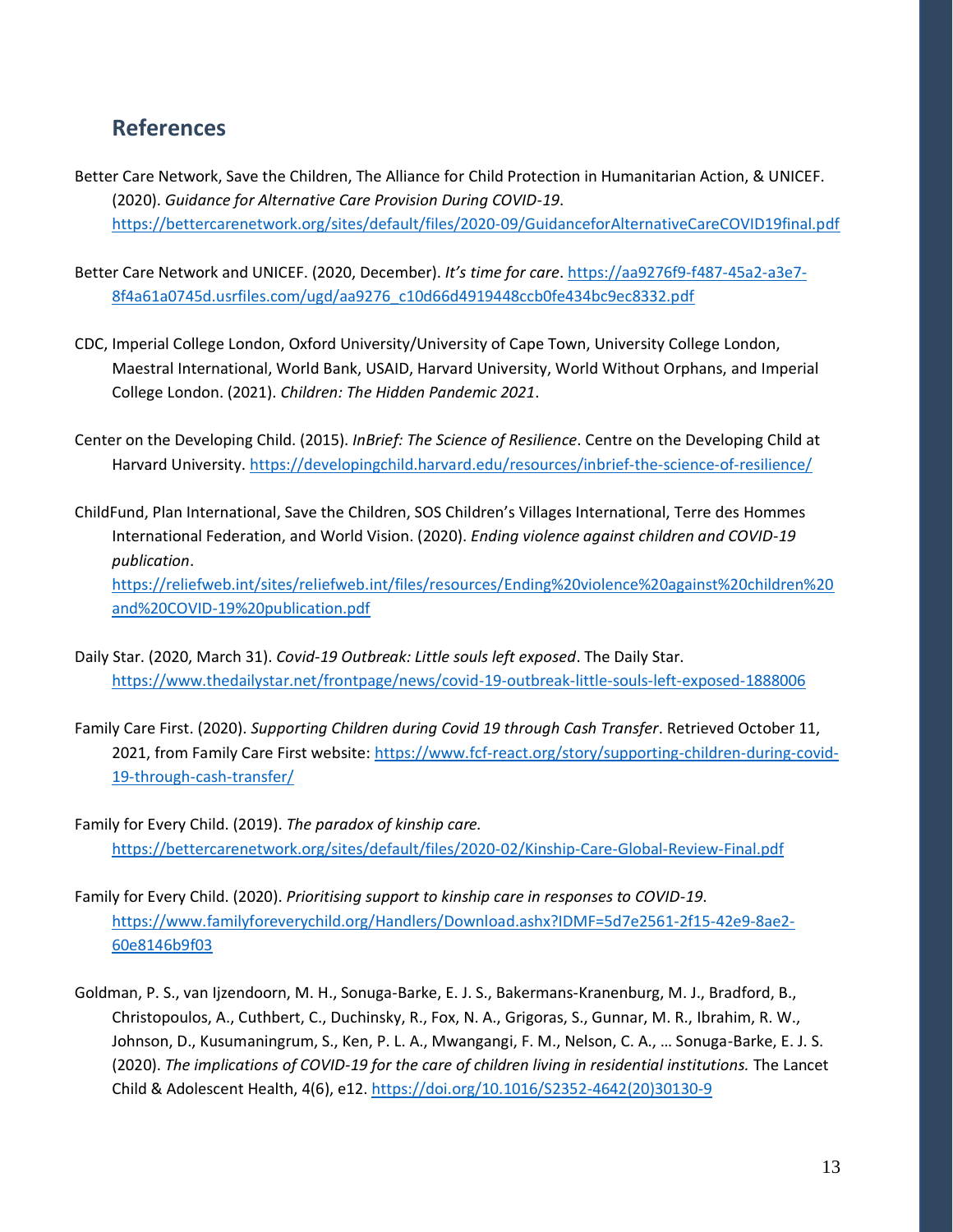## References

Better Care Network, Save the Children, The Alliance for Child Protection in Humanitarian Action, & UNICEF. (2020). *Guidance for Alternative Care Provision During COVID-19*. https://bettercarenetwork.org/sites/default/files/2020-09/GuidanceforAlternativeCareCOVID19final.pdf

Better Care Network and UNICEF. (2020, December). *It's time for care*. https://aa9276f9-f487-45a2-a3e7-8f4a61a0745d.usrfiles.com/ugd/aa9276_c10d66d4919448ccb0fe434bc9ec8332.pdf

CDC, Imperial College London, Oxford University/University of Cape Town, University College London, Maestral International, World Bank, USAID, Harvard University, World Without Orphans, and Imperial College London. (2021). *Children: The Hidden Pandemic 2021*.

Center on the Developing Child. (2015). *InBrief: The Science of Resilience*. Centre on the Developing Child at Harvard University. https://developingchild.harvard.edu/resources/inbrief-the-science-of-resilience/

ChildFund, Plan International, Save the Children, SOS Children's Villages International, Terre des Hommes International Federation, and World Vision. (2020). *Ending violence against children and COVID-19 publication*. https://reliefweb.int/sites/reliefweb.int/files/resources/Ending%20violence%20against%20children%20and%20COVID-19%20publication.pdf

Daily Star. (2020, March 31). *Covid-19 Outbreak: Little souls left exposed*. The Daily Star. https://www.thedailystar.net/frontpage/news/covid-19-outbreak-little-souls-left-exposed-1888006

Family Care First. (2020). *Supporting Children during Covid 19 through Cash Transfer*. Retrieved October 11, 2021, from Family Care First website: https://www.fcf-react.org/story/supporting-children-during-covid-19-through-cash-transfer/

Family for Every Child. (2019). *The paradox of kinship care.* https://bettercarenetwork.org/sites/default/files/2020-02/Kinship-Care-Global-Review-Final.pdf

Family for Every Child. (2020). *Prioritising support to kinship care in responses to COVID-19*. https://www.familyforeverychild.org/Handlers/Download.ashx?IDMF=5d7e2561-2f15-42e9-8ae2-60e8146b9f03

Goldman, P. S., van Ijzendoorn, M. H., Sonuga-Barke, E. J. S., Bakermans-Kranenburg, M. J., Bradford, B., Christopoulos, A., Cuthbert, C., Duchinsky, R., Fox, N. A., Grigoras, S., Gunnar, M. R., Ibrahim, R. W., Johnson, D., Kusumaningrum, S., Ken, P. L. A., Mwangangi, F. M., Nelson, C. A., … Sonuga-Barke, E. J. S. (2020). *The implications of COVID-19 for the care of children living in residential institutions.* The Lancet Child & Adolescent Health, 4(6), e12. https://doi.org/10.1016/S2352-4642(20)30130-9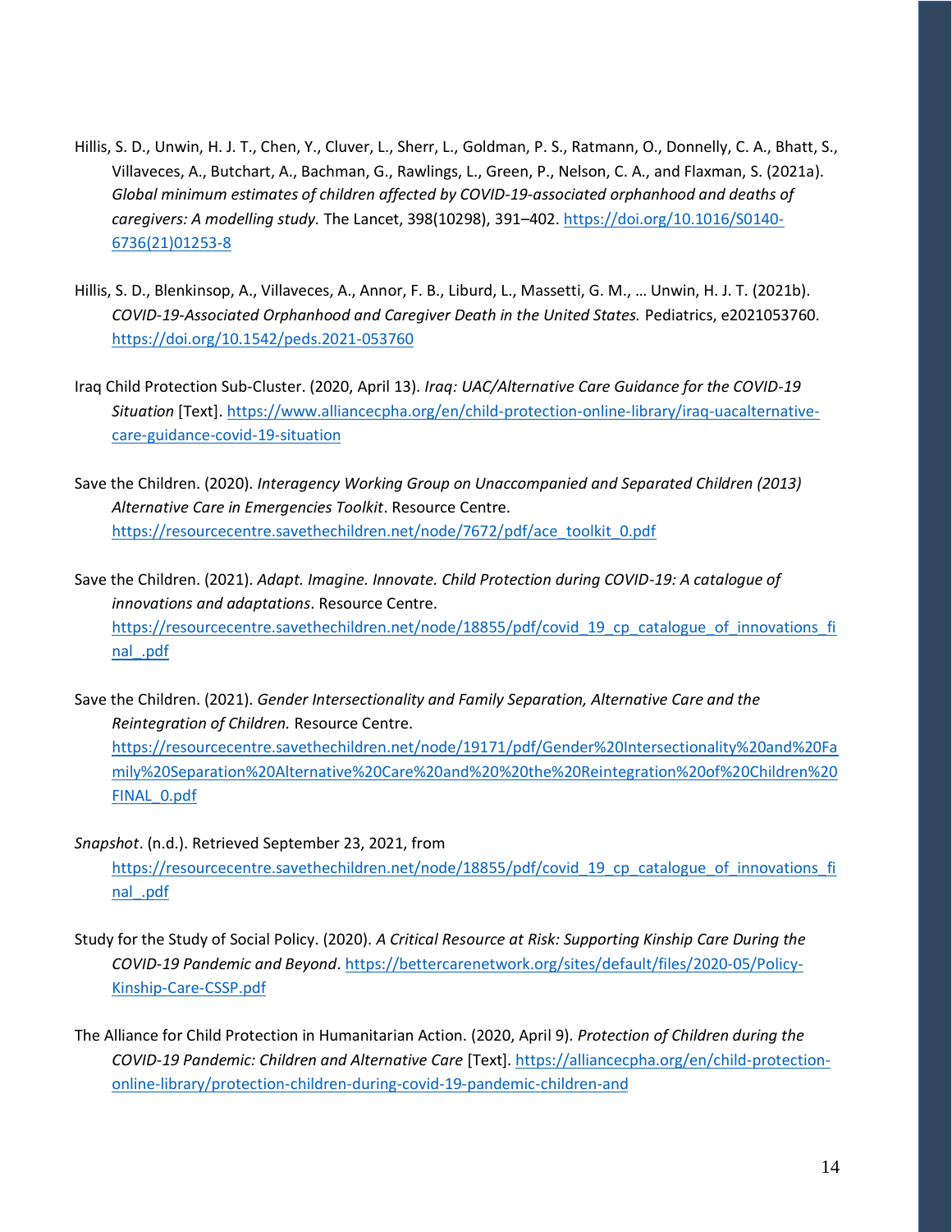Hillis, S. D., Unwin, H. J. T., Chen, Y., Cluver, L., Sherr, L., Goldman, P. S., Ratmann, O., Donnelly, C. A., Bhatt, S., Villaveces, A., Butchart, A., Bachman, G., Rawlings, L., Green, P., Nelson, C. A., and Flaxman, S. (2021a). *Global minimum estimates of children affected by COVID-19-associated orphanhood and deaths of caregivers: A modelling study.* The Lancet, 398(10298), 391–402. https://doi.org/10.1016/S0140-6736(21)01253-8

Hillis, S. D., Blenkinsop, A., Villaveces, A., Annor, F. B., Liburd, L., Massetti, G. M., … Unwin, H. J. T. (2021b). *COVID-19-Associated Orphanhood and Caregiver Death in the United States.* Pediatrics, e2021053760. https://doi.org/10.1542/peds.2021-053760

Iraq Child Protection Sub-Cluster. (2020, April 13). *Iraq: UAC/Alternative Care Guidance for the COVID-19 Situation* [Text]. https://www.alliancecpha.org/en/child-protection-online-library/iraq-uacalternative-care-guidance-covid-19-situation

Save the Children. (2020). *Interagency Working Group on Unaccompanied and Separated Children (2013) Alternative Care in Emergencies Toolkit*. Resource Centre. https://resourcecentre.savethechildren.net/node/7672/pdf/ace_toolkit_0.pdf

Save the Children. (2021). *Adapt. Imagine. Innovate. Child Protection during COVID-19: A catalogue of innovations and adaptations*. Resource Centre. https://resourcecentre.savethechildren.net/node/18855/pdf/covid_19_cp_catalogue_of_innovations_final_.pdf

Save the Children. (2021). *Gender Intersectionality and Family Separation, Alternative Care and the Reintegration of Children.* Resource Centre. https://resourcecentre.savethechildren.net/node/19171/pdf/Gender%20Intersectionality%20and%20Family%20Separation%20Alternative%20Care%20and%20%20the%20Reintegration%20of%20Children%20FINAL_0.pdf

*Snapshot*. (n.d.). Retrieved September 23, 2021, from https://resourcecentre.savethechildren.net/node/18855/pdf/covid_19_cp_catalogue_of_innovations_final_.pdf

Study for the Study of Social Policy. (2020). *A Critical Resource at Risk: Supporting Kinship Care During the COVID-19 Pandemic and Beyond*. https://bettercarenetwork.org/sites/default/files/2020-05/Policy-Kinship-Care-CSSP.pdf

The Alliance for Child Protection in Humanitarian Action. (2020, April 9). *Protection of Children during the COVID-19 Pandemic: Children and Alternative Care* [Text]. https://alliancecpha.org/en/child-protection-online-library/protection-children-during-covid-19-pandemic-children-and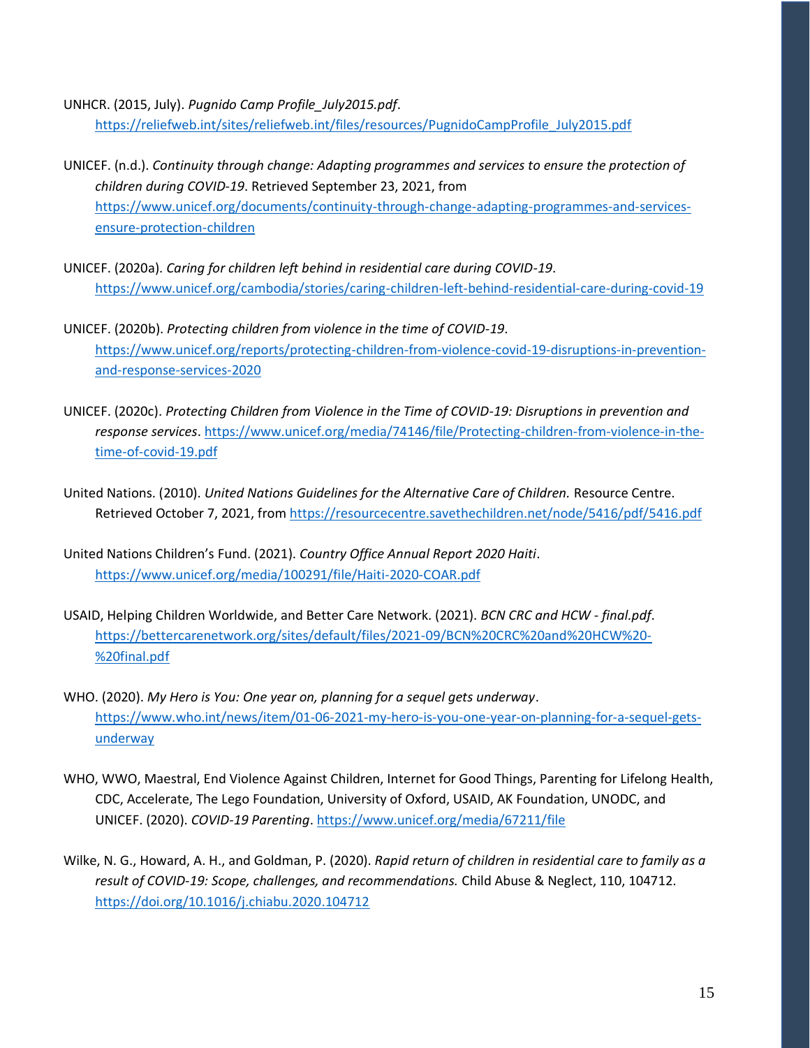UNHCR. (2015, July). *Pugnido Camp Profile_July2015.pdf*. https://reliefweb.int/sites/reliefweb.int/files/resources/PugnidoCampProfile_July2015.pdf

UNICEF. (n.d.). *Continuity through change: Adapting programmes and services to ensure the protection of children during COVID-19*. Retrieved September 23, 2021, from https://www.unicef.org/documents/continuity-through-change-adapting-programmes-and-services-ensure-protection-children

UNICEF. (2020a). *Caring for children left behind in residential care during COVID-19*. https://www.unicef.org/cambodia/stories/caring-children-left-behind-residential-care-during-covid-19

UNICEF. (2020b). *Protecting children from violence in the time of COVID-19*. https://www.unicef.org/reports/protecting-children-from-violence-covid-19-disruptions-in-prevention-and-response-services-2020

UNICEF. (2020c). *Protecting Children from Violence in the Time of COVID-19: Disruptions in prevention and response services*. https://www.unicef.org/media/74146/file/Protecting-children-from-violence-in-the-time-of-covid-19.pdf

United Nations. (2010). *United Nations Guidelines for the Alternative Care of Children.* Resource Centre. Retrieved October 7, 2021, from https://resourcecentre.savethechildren.net/node/5416/pdf/5416.pdf

United Nations Children's Fund. (2021). *Country Office Annual Report 2020 Haiti*. https://www.unicef.org/media/100291/file/Haiti-2020-COAR.pdf

USAID, Helping Children Worldwide, and Better Care Network. (2021). *BCN CRC and HCW - final.pdf*. https://bettercarenetwork.org/sites/default/files/2021-09/BCN%20CRC%20and%20HCW%20-%20final.pdf

WHO. (2020). *My Hero is You: One year on, planning for a sequel gets underway*. https://www.who.int/news/item/01-06-2021-my-hero-is-you-one-year-on-planning-for-a-sequel-gets-underway

WHO, WWO, Maestral, End Violence Against Children, Internet for Good Things, Parenting for Lifelong Health, CDC, Accelerate, The Lego Foundation, University of Oxford, USAID, AK Foundation, UNODC, and UNICEF. (2020). *COVID-19 Parenting*. https://www.unicef.org/media/67211/file

Wilke, N. G., Howard, A. H., and Goldman, P. (2020). *Rapid return of children in residential care to family as a result of COVID-19: Scope, challenges, and recommendations.* Child Abuse & Neglect, 110, 104712. https://doi.org/10.1016/j.chiabu.2020.104712